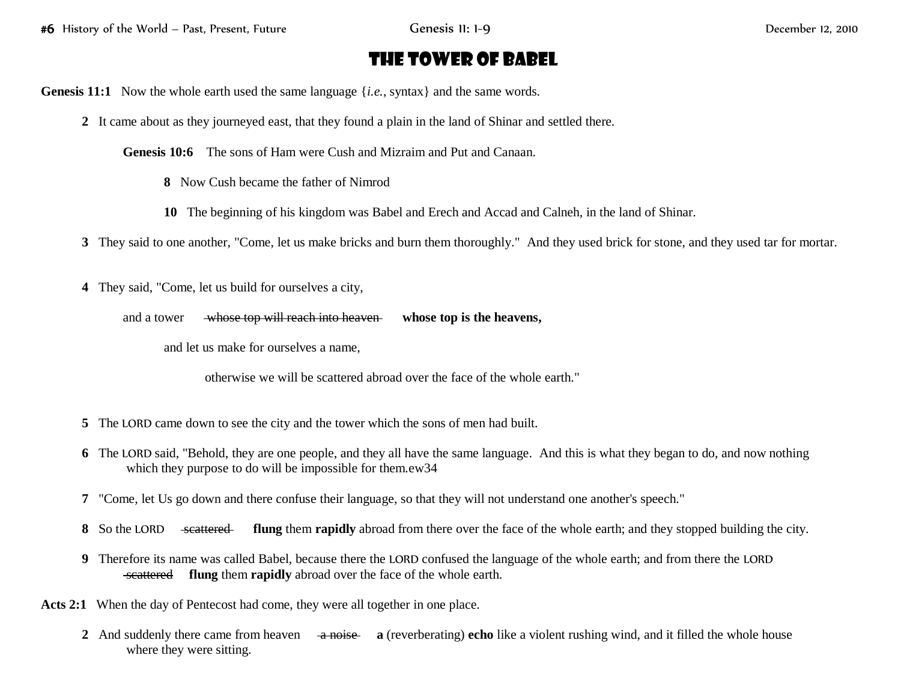# The Tower of Babel

**Genesis 11:1** Now the whole earth used the same language {*i.e.*, syntax} and the same words.

**2** It came about as they journeyed east, that they found a plain in the land of Shinar and settled there.

> **Genesis 10:6** The sons of Ham were Cush and Mizraim and Put and Canaan.
>
> **8** Now Cush became the father of Nimrod
>
> **10** The beginning of his kingdom was Babel and Erech and Accad and Calneh, in the land of Shinar.

**3** They said to one another, "Come, let us make bricks and burn them thoroughly." And they used brick for stone, and they used tar for mortar.

**4** They said, "Come, let us build for ourselves a city,

and a tower ~~whose top will reach into heaven~~ **whose top is the heavens,**

and let us make for ourselves a name,

otherwise we will be scattered abroad over the face of the whole earth."

**5** The LORD came down to see the city and the tower which the sons of men had built.

**6** The LORD said, "Behold, they are one people, and they all have the same language. And this is what they began to do, and now nothing which they purpose to do will be impossible for them.ew34

**7** "Come, let Us go down and there confuse their language, so that they will not understand one another's speech."

**8** So the LORD ~~scattered~~ **flung** them **rapidly** abroad from there over the face of the whole earth; and they stopped building the city.

**9** Therefore its name was called Babel, because there the LORD confused the language of the whole earth; and from there the LORD ~~scattered~~ **flung** them **rapidly** abroad over the face of the whole earth.

**Acts 2:1** When the day of Pentecost had come, they were all together in one place.

**2** And suddenly there came from heaven ~~a noise~~ **a** (reverberating) **echo** like a violent rushing wind, and it filled the whole house where they were sitting.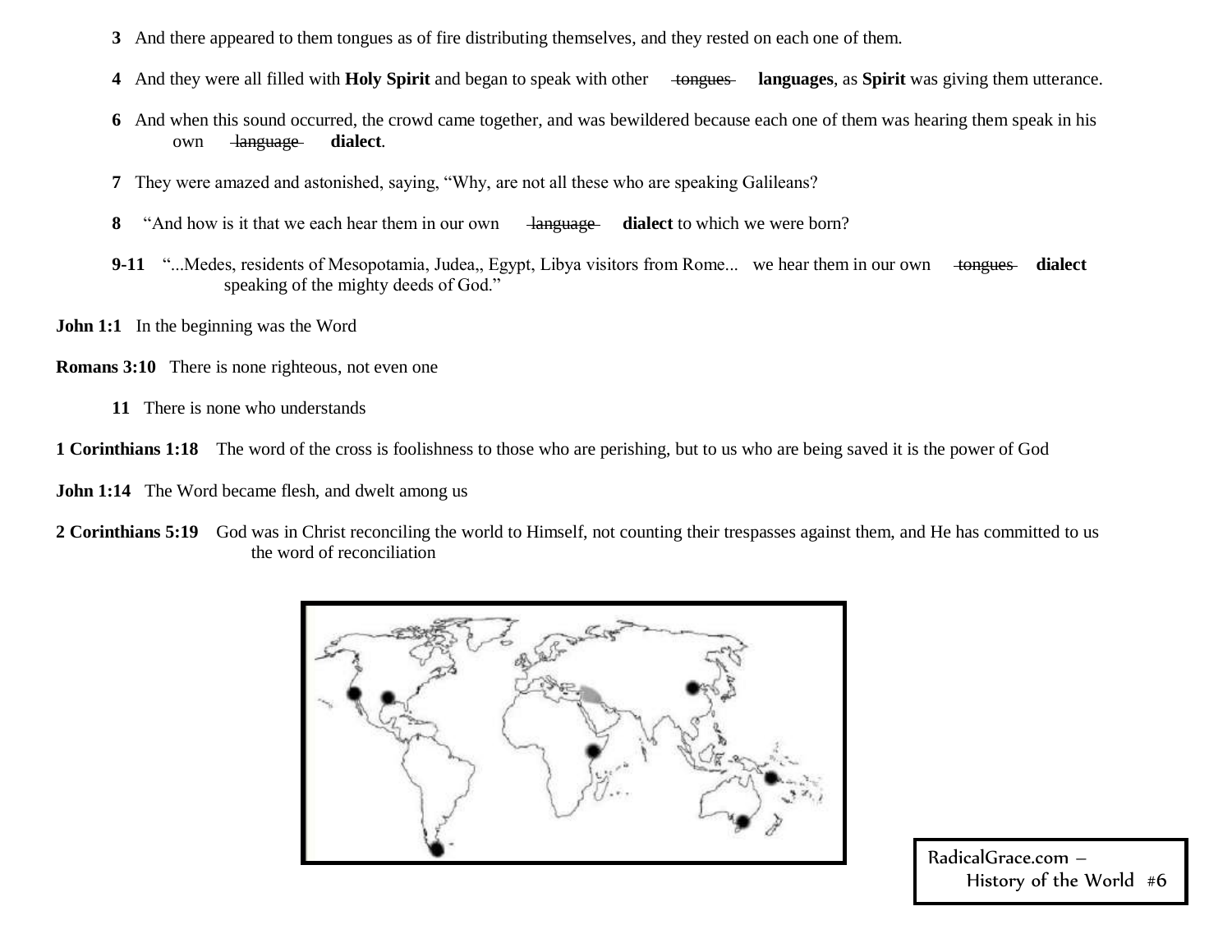**3** And there appeared to them tongues as of fire distributing themselves, and they rested on each one of them.

**4** And they were all filled with **Holy Spirit** and began to speak with other ~~tongues~~ **languages**, as **Spirit** was giving them utterance.

**6** And when this sound occurred, the crowd came together, and was bewildered because each one of them was hearing them speak in his own ~~language~~ **dialect**.

**7** They were amazed and astonished, saying, "Why, are not all these who are speaking Galileans?

**8** "And how is it that we each hear them in our own ~~language~~ **dialect** to which we were born?

**9-11** "...Medes, residents of Mesopotamia, Judea,, Egypt, Libya visitors from Rome... we hear them in our own ~~tongues~~ **dialect** speaking of the mighty deeds of God."

**John 1:1** In the beginning was the Word

**Romans 3:10** There is none righteous, not even one

**11** There is none who understands

**1 Corinthians 1:18** The word of the cross is foolishness to those who are perishing, but to us who are being saved it is the power of God

**John 1:14** The Word became flesh, and dwelt among us

**2 Corinthians 5:19** God was in Christ reconciling the world to Himself, not counting their trespasses against them, and He has committed to us the word of reconciliation

RadicalGrace.com –
History of the World #6